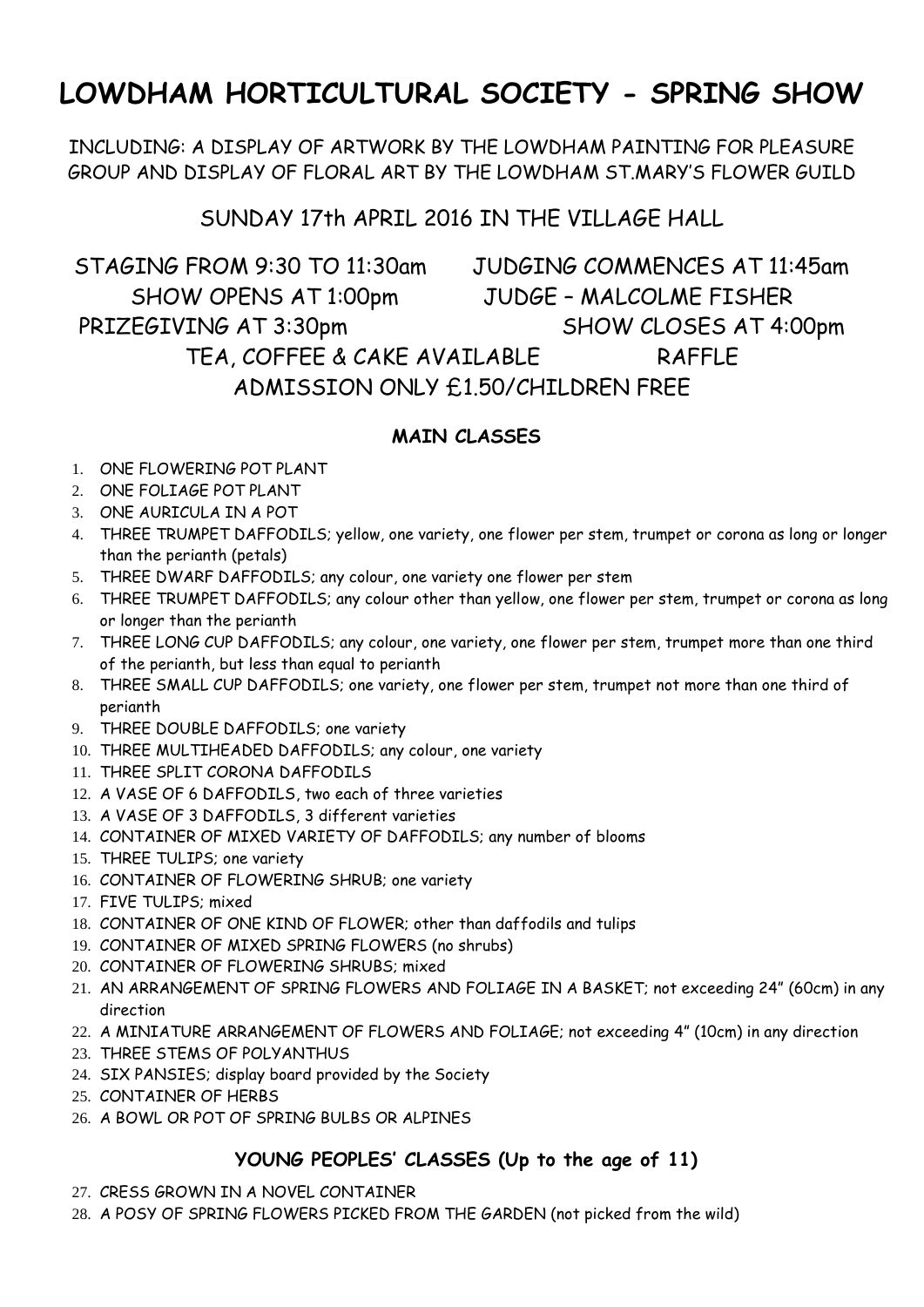# LOWDHAM HORTICULTURAL SOCIETY - SPRING SHOW

INCLUDING: A DISPLAY OF ARTWORK BY THE LOWDHAM PAINTING FOR PLEASURE GROUP AND DISPLAY OF FLORAL ART BY THE LOWDHAM ST.MARY'S FLOWER GUILD

SUNDAY 17th APRIL 2016 IN THE VILLAGE HALL

STAGING FROM 9:30 TO 11:30am    JUDGING COMMENCES AT 11:45am

SHOW OPENS AT 1:00pm    JUDGE – MALCOLME FISHER

PRIZEGIVING AT 3:30pm    SHOW CLOSES AT 4:00pm

TEA, COFFEE & CAKE AVAILABLE    RAFFLE

ADMISSION ONLY £1.50/CHILDREN FREE

## MAIN CLASSES

1. ONE FLOWERING POT PLANT
2. ONE FOLIAGE POT PLANT
3. ONE AURICULA IN A POT
4. THREE TRUMPET DAFFODILS; yellow, one variety, one flower per stem, trumpet or corona as long or longer than the perianth (petals)
5. THREE DWARF DAFFODILS; any colour, one variety one flower per stem
6. THREE TRUMPET DAFFODILS; any colour other than yellow, one flower per stem, trumpet or corona as long or longer than the perianth
7. THREE LONG CUP DAFFODILS; any colour, one variety, one flower per stem, trumpet more than one third of the perianth, but less than equal to perianth
8. THREE SMALL CUP DAFFODILS; one variety, one flower per stem, trumpet not more than one third of perianth
9. THREE DOUBLE DAFFODILS; one variety
10. THREE MULTIHEADED DAFFODILS; any colour, one variety
11. THREE SPLIT CORONA DAFFODILS
12. A VASE OF 6 DAFFODILS, two each of three varieties
13. A VASE OF 3 DAFFODILS, 3 different varieties
14. CONTAINER OF MIXED VARIETY OF DAFFODILS; any number of blooms
15. THREE TULIPS; one variety
16. CONTAINER OF FLOWERING SHRUB; one variety
17. FIVE TULIPS; mixed
18. CONTAINER OF ONE KIND OF FLOWER; other than daffodils and tulips
19. CONTAINER OF MIXED SPRING FLOWERS (no shrubs)
20. CONTAINER OF FLOWERING SHRUBS; mixed
21. AN ARRANGEMENT OF SPRING FLOWERS AND FOLIAGE IN A BASKET; not exceeding 24" (60cm) in any direction
22. A MINIATURE ARRANGEMENT OF FLOWERS AND FOLIAGE; not exceeding 4" (10cm) in any direction
23. THREE STEMS OF POLYANTHUS
24. SIX PANSIES; display board provided by the Society
25. CONTAINER OF HERBS
26. A BOWL OR POT OF SPRING BULBS OR ALPINES

## YOUNG PEOPLES' CLASSES (Up to the age of 11)

27. CRESS GROWN IN A NOVEL CONTAINER
28. A POSY OF SPRING FLOWERS PICKED FROM THE GARDEN (not picked from the wild)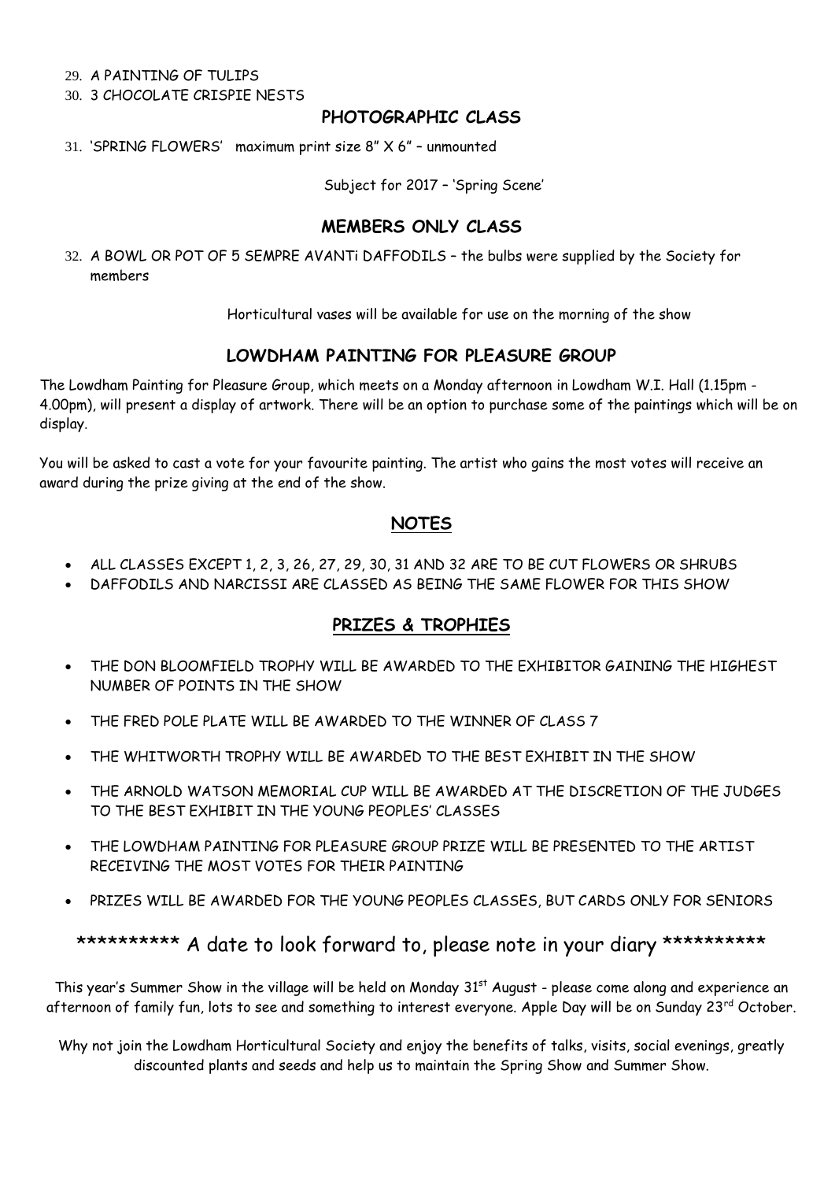29. A PAINTING OF TULIPS
30. 3 CHOCOLATE CRISPIE NESTS

## PHOTOGRAPHIC CLASS

31. 'SPRING FLOWERS' maximum print size 8" X 6" – unmounted

Subject for 2017 – 'Spring Scene'

## MEMBERS ONLY CLASS

32. A BOWL OR POT OF 5 SEMPRE AVANTi DAFFODILS – the bulbs were supplied by the Society for members

Horticultural vases will be available for use on the morning of the show

## LOWDHAM PAINTING FOR PLEASURE GROUP

The Lowdham Painting for Pleasure Group, which meets on a Monday afternoon in Lowdham W.I. Hall (1.15pm - 4.00pm), will present a display of artwork. There will be an option to purchase some of the paintings which will be on display.

You will be asked to cast a vote for your favourite painting. The artist who gains the most votes will receive an award during the prize giving at the end of the show.

## NOTES

- ALL CLASSES EXCEPT 1, 2, 3, 26, 27, 29, 30, 31 AND 32 ARE TO BE CUT FLOWERS OR SHRUBS
- DAFFODILS AND NARCISSI ARE CLASSED AS BEING THE SAME FLOWER FOR THIS SHOW

## PRIZES & TROPHIES

- THE DON BLOOMFIELD TROPHY WILL BE AWARDED TO THE EXHIBITOR GAINING THE HIGHEST NUMBER OF POINTS IN THE SHOW
- THE FRED POLE PLATE WILL BE AWARDED TO THE WINNER OF CLASS 7
- THE WHITWORTH TROPHY WILL BE AWARDED TO THE BEST EXHIBIT IN THE SHOW
- THE ARNOLD WATSON MEMORIAL CUP WILL BE AWARDED AT THE DISCRETION OF THE JUDGES TO THE BEST EXHIBIT IN THE YOUNG PEOPLES' CLASSES
- THE LOWDHAM PAINTING FOR PLEASURE GROUP PRIZE WILL BE PRESENTED TO THE ARTIST RECEIVING THE MOST VOTES FOR THEIR PAINTING
- PRIZES WILL BE AWARDED FOR THE YOUNG PEOPLES CLASSES, BUT CARDS ONLY FOR SENIORS

## ********** A date to look forward to, please note in your diary **********

This year's Summer Show in the village will be held on Monday 31st August - please come along and experience an afternoon of family fun, lots to see and something to interest everyone. Apple Day will be on Sunday 23rd October.

Why not join the Lowdham Horticultural Society and enjoy the benefits of talks, visits, social evenings, greatly discounted plants and seeds and help us to maintain the Spring Show and Summer Show.